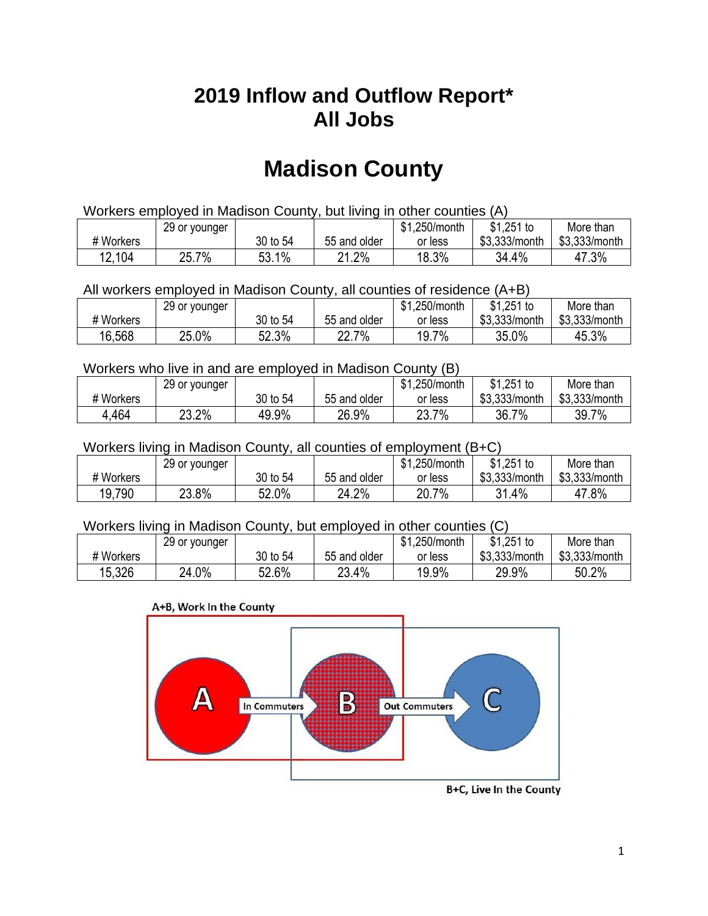# 2019 Inflow and Outflow Report*
# All Jobs

# Madison County

Workers employed in Madison County, but living in other counties (A)

| # Workers | 29 or younger | 30 to 54 | 55 and older | $1,250/month or less | $1,251 to $3,333/month | More than $3,333/month |
|---|---|---|---|---|---|---|
| 12,104 | 25.7% | 53.1% | 21.2% | 18.3% | 34.4% | 47.3% |

All workers employed in Madison County, all counties of residence (A+B)

| # Workers | 29 or younger | 30 to 54 | 55 and older | $1,250/month or less | $1,251 to $3,333/month | More than $3,333/month |
|---|---|---|---|---|---|---|
| 16,568 | 25.0% | 52.3% | 22.7% | 19.7% | 35.0% | 45.3% |

Workers who live in and are employed in Madison County (B)

| # Workers | 29 or younger | 30 to 54 | 55 and older | $1,250/month or less | $1,251 to $3,333/month | More than $3,333/month |
|---|---|---|---|---|---|---|
| 4,464 | 23.2% | 49.9% | 26.9% | 23.7% | 36.7% | 39.7% |

Workers living in Madison County, all counties of employment (B+C)

| # Workers | 29 or younger | 30 to 54 | 55 and older | $1,250/month or less | $1,251 to $3,333/month | More than $3,333/month |
|---|---|---|---|---|---|---|
| 19,790 | 23.8% | 52.0% | 24.2% | 20.7% | 31.4% | 47.8% |

Workers living in Madison County, but employed in other counties (C)

| # Workers | 29 or younger | 30 to 54 | 55 and older | $1,250/month or less | $1,251 to $3,333/month | More than $3,333/month |
|---|---|---|---|---|---|---|
| 15,326 | 24.0% | 52.6% | 23.4% | 19.9% | 29.9% | 50.2% |

A+B, Work In the County

A — In Commuters → B — Out Commuters → C

B+C, Live In the County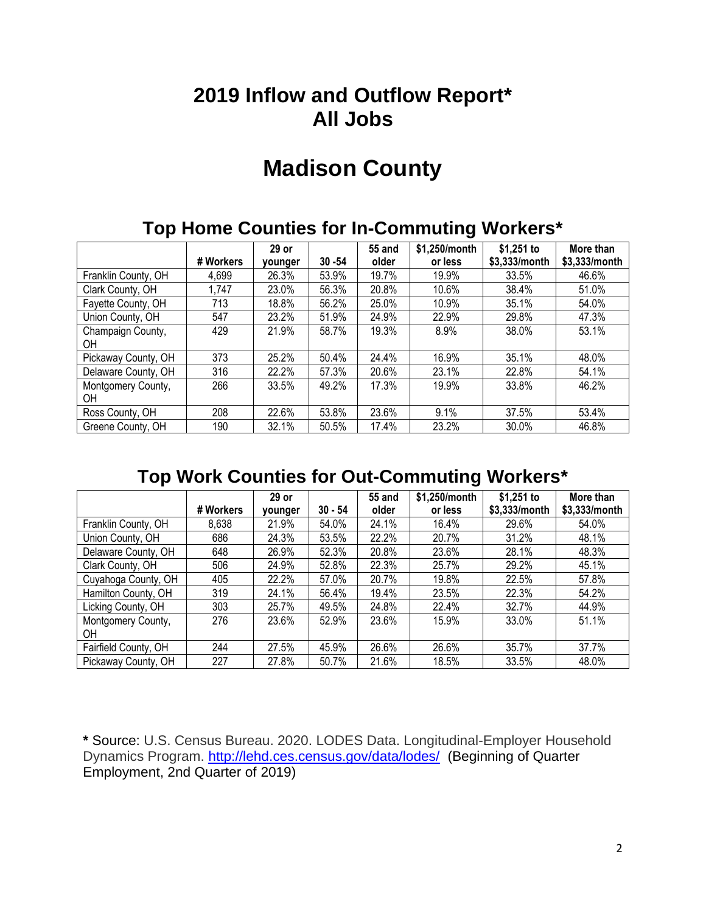# 2019 Inflow and Outflow Report*
# All Jobs

# Madison County

## Top Home Counties for In-Commuting Workers*

| | # Workers | 29 or younger | 30 -54 | 55 and older | $1,250/month or less | $1,251 to $3,333/month | More than $3,333/month |
|---|---|---|---|---|---|---|---|
| Franklin County, OH | 4,699 | 26.3% | 53.9% | 19.7% | 19.9% | 33.5% | 46.6% |
| Clark County, OH | 1,747 | 23.0% | 56.3% | 20.8% | 10.6% | 38.4% | 51.0% |
| Fayette County, OH | 713 | 18.8% | 56.2% | 25.0% | 10.9% | 35.1% | 54.0% |
| Union County, OH | 547 | 23.2% | 51.9% | 24.9% | 22.9% | 29.8% | 47.3% |
| Champaign County, OH | 429 | 21.9% | 58.7% | 19.3% | 8.9% | 38.0% | 53.1% |
| Pickaway County, OH | 373 | 25.2% | 50.4% | 24.4% | 16.9% | 35.1% | 48.0% |
| Delaware County, OH | 316 | 22.2% | 57.3% | 20.6% | 23.1% | 22.8% | 54.1% |
| Montgomery County, OH | 266 | 33.5% | 49.2% | 17.3% | 19.9% | 33.8% | 46.2% |
| Ross County, OH | 208 | 22.6% | 53.8% | 23.6% | 9.1% | 37.5% | 53.4% |
| Greene County, OH | 190 | 32.1% | 50.5% | 17.4% | 23.2% | 30.0% | 46.8% |

## Top Work Counties for Out-Commuting Workers*

| | # Workers | 29 or younger | 30 - 54 | 55 and older | $1,250/month or less | $1,251 to $3,333/month | More than $3,333/month |
|---|---|---|---|---|---|---|---|
| Franklin County, OH | 8,638 | 21.9% | 54.0% | 24.1% | 16.4% | 29.6% | 54.0% |
| Union County, OH | 686 | 24.3% | 53.5% | 22.2% | 20.7% | 31.2% | 48.1% |
| Delaware County, OH | 648 | 26.9% | 52.3% | 20.8% | 23.6% | 28.1% | 48.3% |
| Clark County, OH | 506 | 24.9% | 52.8% | 22.3% | 25.7% | 29.2% | 45.1% |
| Cuyahoga County, OH | 405 | 22.2% | 57.0% | 20.7% | 19.8% | 22.5% | 57.8% |
| Hamilton County, OH | 319 | 24.1% | 56.4% | 19.4% | 23.5% | 22.3% | 54.2% |
| Licking County, OH | 303 | 25.7% | 49.5% | 24.8% | 22.4% | 32.7% | 44.9% |
| Montgomery County, OH | 276 | 23.6% | 52.9% | 23.6% | 15.9% | 33.0% | 51.1% |
| Fairfield County, OH | 244 | 27.5% | 45.9% | 26.6% | 26.6% | 35.7% | 37.7% |
| Pickaway County, OH | 227 | 27.8% | 50.7% | 21.6% | 18.5% | 33.5% | 48.0% |

**\*** Source: U.S. Census Bureau. 2020. LODES Data. Longitudinal-Employer Household Dynamics Program. http://lehd.ces.census.gov/data/lodes/ (Beginning of Quarter Employment, 2nd Quarter of 2019)